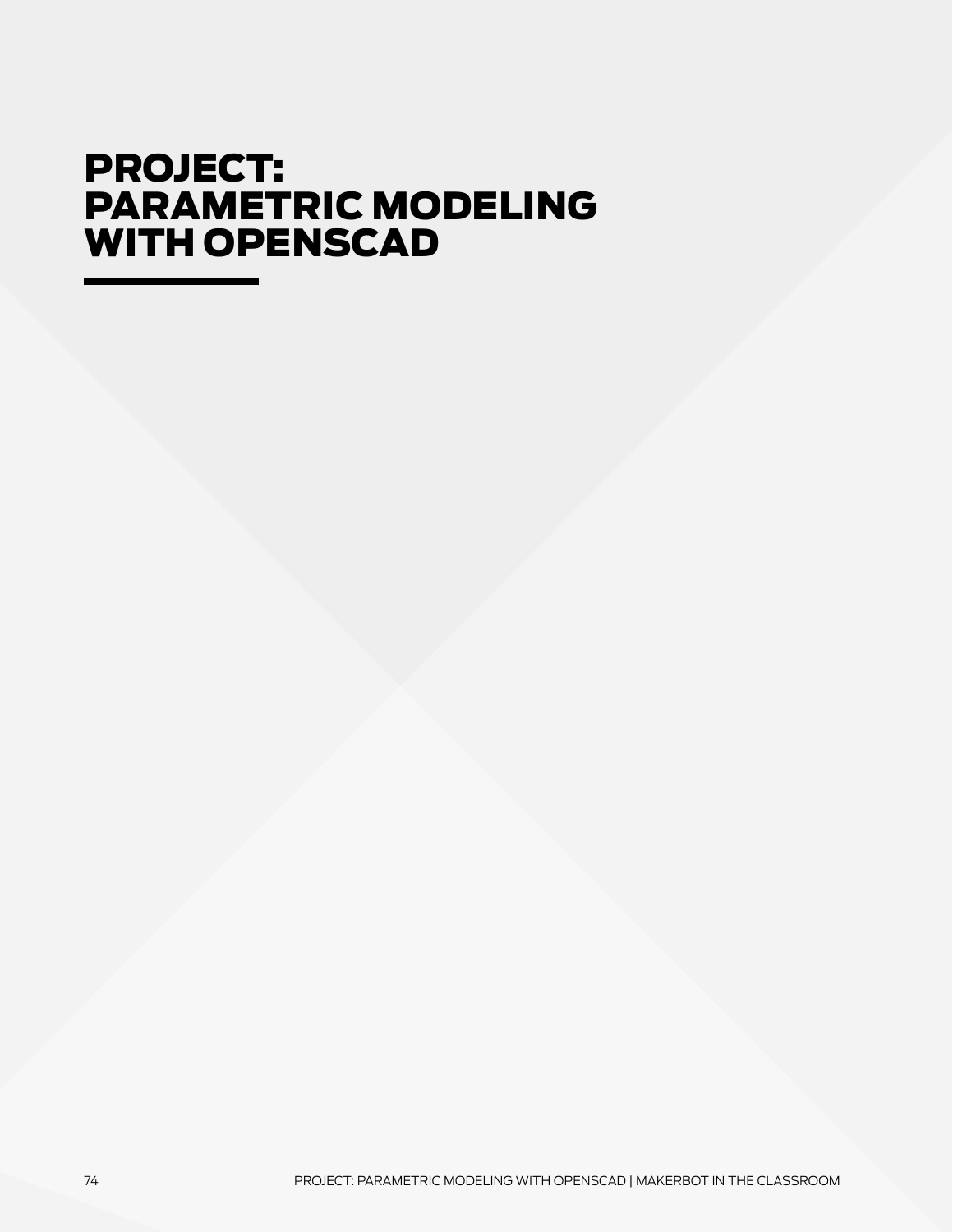# PROJECT: PARAMETRIC MODELING WITH OPENSCAD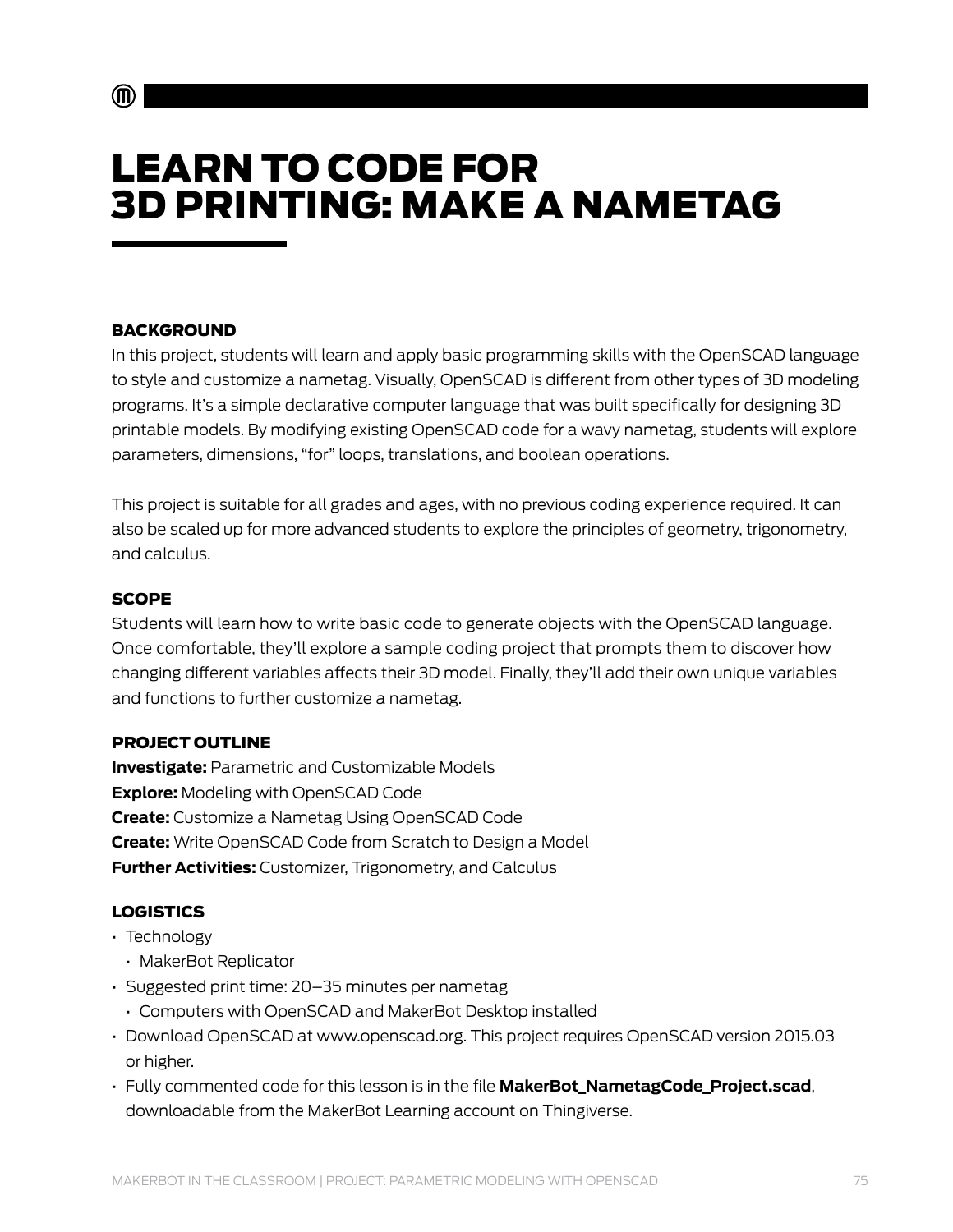# LEARN TO CODE FOR 3D PRINTING: MAKE A NAMETAG

### BACKGROUND

In this project, students will learn and apply basic programming skills with the OpenSCAD language to style and customize a nametag. Visually, OpenSCAD is different from other types of 3D modeling programs. It's a simple declarative computer language that was built specifically for designing 3D printable models. By modifying existing OpenSCAD code for a wavy nametag, students will explore parameters, dimensions, "for" loops, translations, and boolean operations.

This project is suitable for all grades and ages, with no previous coding experience required. It can also be scaled up for more advanced students to explore the principles of geometry, trigonometry, and calculus.

### SCOPE

Students will learn how to write basic code to generate objects with the OpenSCAD language. Once comfortable, they'll explore a sample coding project that prompts them to discover how changing different variables affects their 3D model. Finally, they'll add their own unique variables and functions to further customize a nametag.

### PROJECT OUTLINE

**Investigate:** Parametric and Customizable Models
**Explore:** Modeling with OpenSCAD Code
**Create:** Customize a Nametag Using OpenSCAD Code
**Create:** Write OpenSCAD Code from Scratch to Design a Model
**Further Activities:** Customizer, Trigonometry, and Calculus

### LOGISTICS

- Technology
  - MakerBot Replicator
- Suggested print time: 20–35 minutes per nametag
  - Computers with OpenSCAD and MakerBot Desktop installed
- Download OpenSCAD at www.openscad.org. This project requires OpenSCAD version 2015.03 or higher.
- Fully commented code for this lesson is in the file **MakerBot_NametagCode_Project.scad**, downloadable from the MakerBot Learning account on Thingiverse.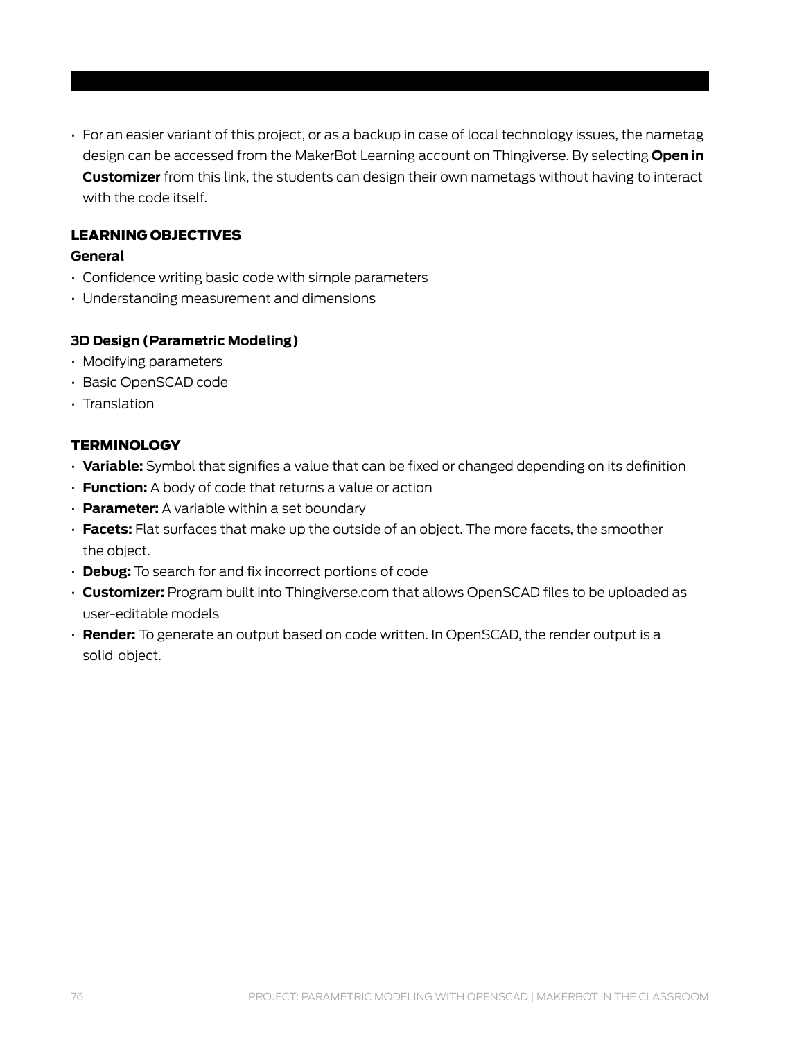- For an easier variant of this project, or as a backup in case of local technology issues, the nametag design can be accessed from the MakerBot Learning account on Thingiverse. By selecting **Open in Customizer** from this link, the students can design their own nametags without having to interact with the code itself.

## LEARNING OBJECTIVES

### General

- Confidence writing basic code with simple parameters
- Understanding measurement and dimensions

### 3D Design (Parametric Modeling)

- Modifying parameters
- Basic OpenSCAD code
- Translation

## TERMINOLOGY

- **Variable:** Symbol that signifies a value that can be fixed or changed depending on its definition
- **Function:** A body of code that returns a value or action
- **Parameter:** A variable within a set boundary
- **Facets:** Flat surfaces that make up the outside of an object. The more facets, the smoother the object.
- **Debug:** To search for and fix incorrect portions of code
- **Customizer:** Program built into Thingiverse.com that allows OpenSCAD files to be uploaded as user-editable models
- **Render:** To generate an output based on code written. In OpenSCAD, the render output is a solid object.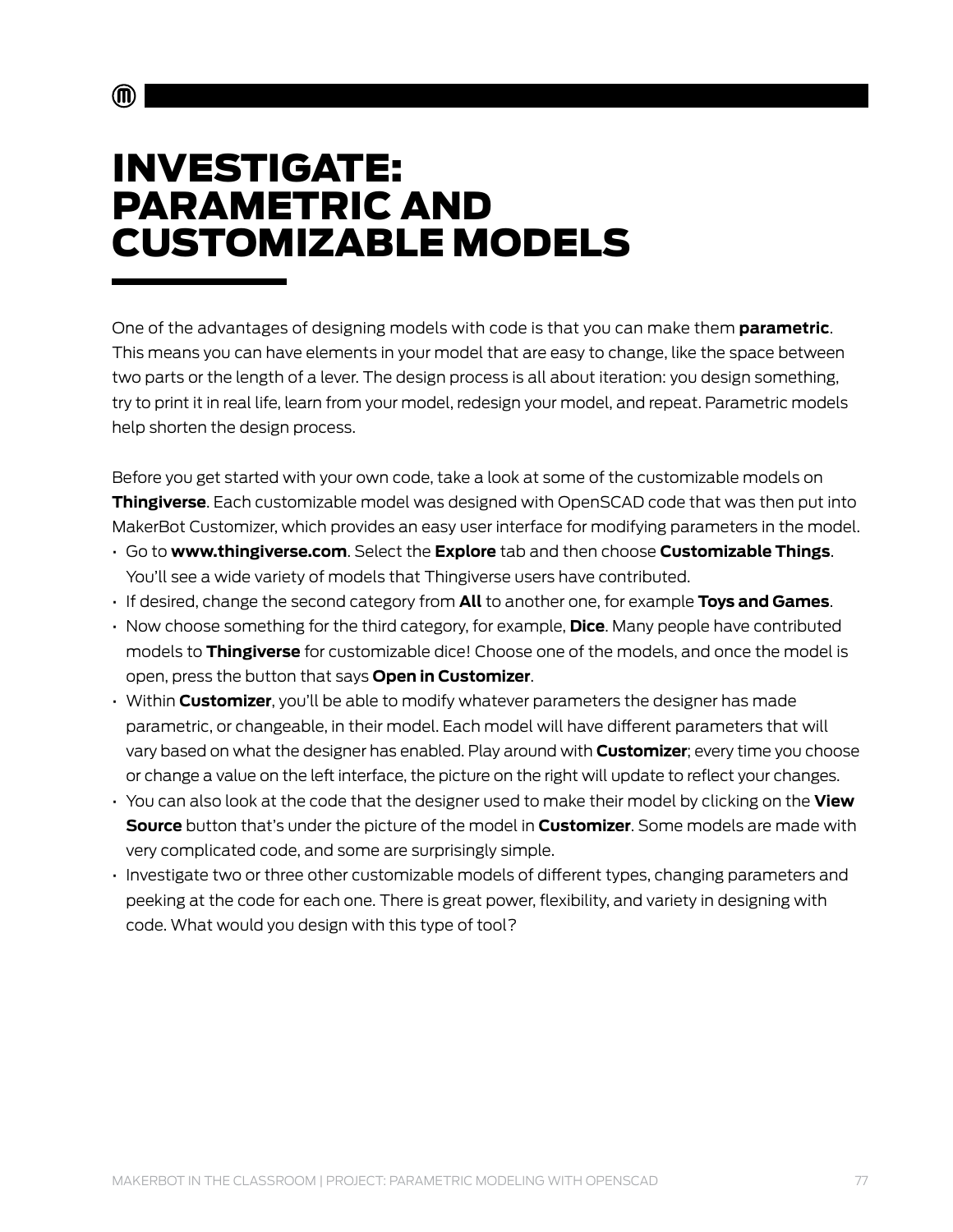# INVESTIGATE: PARAMETRIC AND CUSTOMIZABLE MODELS

One of the advantages of designing models with code is that you can make them **parametric**. This means you can have elements in your model that are easy to change, like the space between two parts or the length of a lever. The design process is all about iteration: you design something, try to print it in real life, learn from your model, redesign your model, and repeat. Parametric models help shorten the design process.

Before you get started with your own code, take a look at some of the customizable models on **Thingiverse**. Each customizable model was designed with OpenSCAD code that was then put into MakerBot Customizer, which provides an easy user interface for modifying parameters in the model.

- Go to **www.thingiverse.com**. Select the **Explore** tab and then choose **Customizable Things**. You'll see a wide variety of models that Thingiverse users have contributed.
- If desired, change the second category from **All** to another one, for example **Toys and Games**.
- Now choose something for the third category, for example, **Dice**. Many people have contributed models to **Thingiverse** for customizable dice! Choose one of the models, and once the model is open, press the button that says **Open in Customizer**.
- Within **Customizer**, you'll be able to modify whatever parameters the designer has made parametric, or changeable, in their model. Each model will have different parameters that will vary based on what the designer has enabled. Play around with **Customizer**; every time you choose or change a value on the left interface, the picture on the right will update to reflect your changes.
- You can also look at the code that the designer used to make their model by clicking on the **View Source** button that's under the picture of the model in **Customizer**. Some models are made with very complicated code, and some are surprisingly simple.
- Investigate two or three other customizable models of different types, changing parameters and peeking at the code for each one. There is great power, flexibility, and variety in designing with code. What would you design with this type of tool?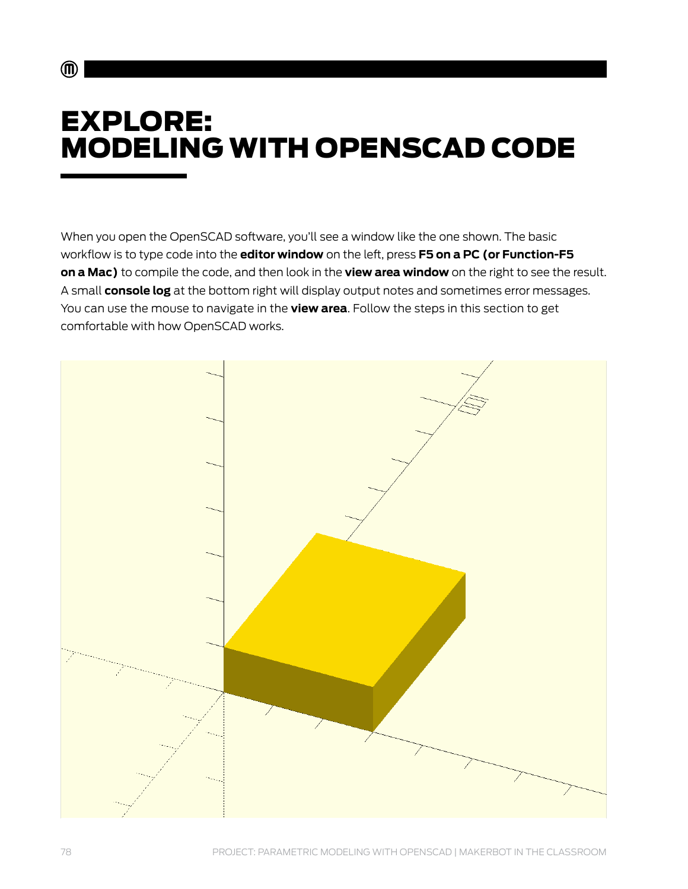# EXPLORE: MODELING WITH OPENSCAD CODE

When you open the OpenSCAD software, you'll see a window like the one shown. The basic workflow is to type code into the **editor window** on the left, press **F5 on a PC (or Function-F5 on a Mac)** to compile the code, and then look in the **view area window** on the right to see the result. A small **console log** at the bottom right will display output notes and sometimes error messages. You can use the mouse to navigate in the **view area**. Follow the steps in this section to get comfortable with how OpenSCAD works.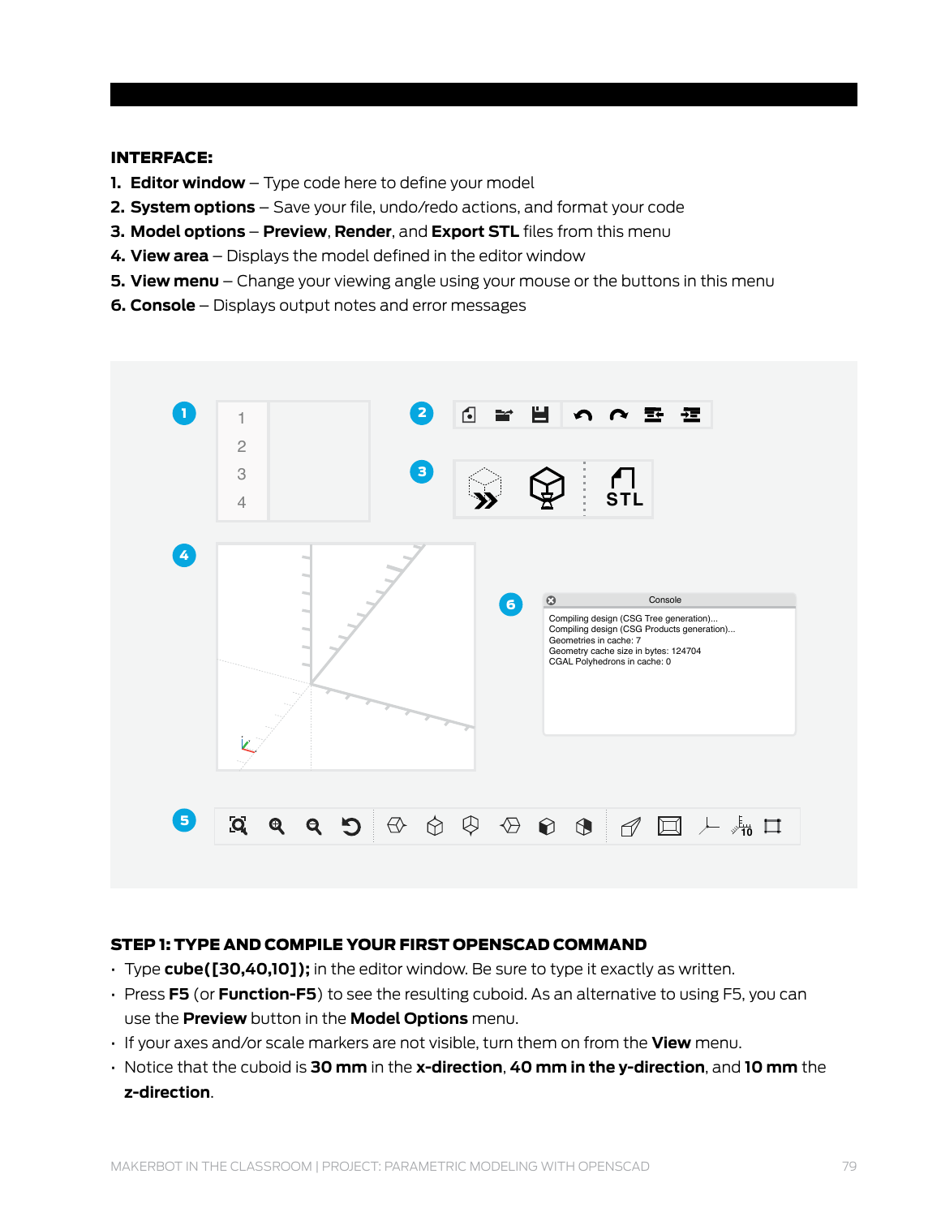**INTERFACE:**

1. **Editor window** – Type code here to define your model
2. **System options** – Save your file, undo/redo actions, and format your code
3. **Model options** – **Preview**, **Render**, and **Export STL** files from this menu
4. **View area** – Displays the model defined in the editor window
5. **View menu** – Change your viewing angle using your mouse or the buttons in this menu
6. **Console** – Displays output notes and error messages

## STEP 1: TYPE AND COMPILE YOUR FIRST OPENSCAD COMMAND

- Type **cube([30,40,10]);** in the editor window. Be sure to type it exactly as written.
- Press **F5** (or **Function-F5**) to see the resulting cuboid. As an alternative to using F5, you can use the **Preview** button in the **Model Options** menu.
- If your axes and/or scale markers are not visible, turn them on from the **View** menu.
- Notice that the cuboid is **30 mm** in the **x-direction**, **40 mm in the y-direction**, and **10 mm** the **z-direction**.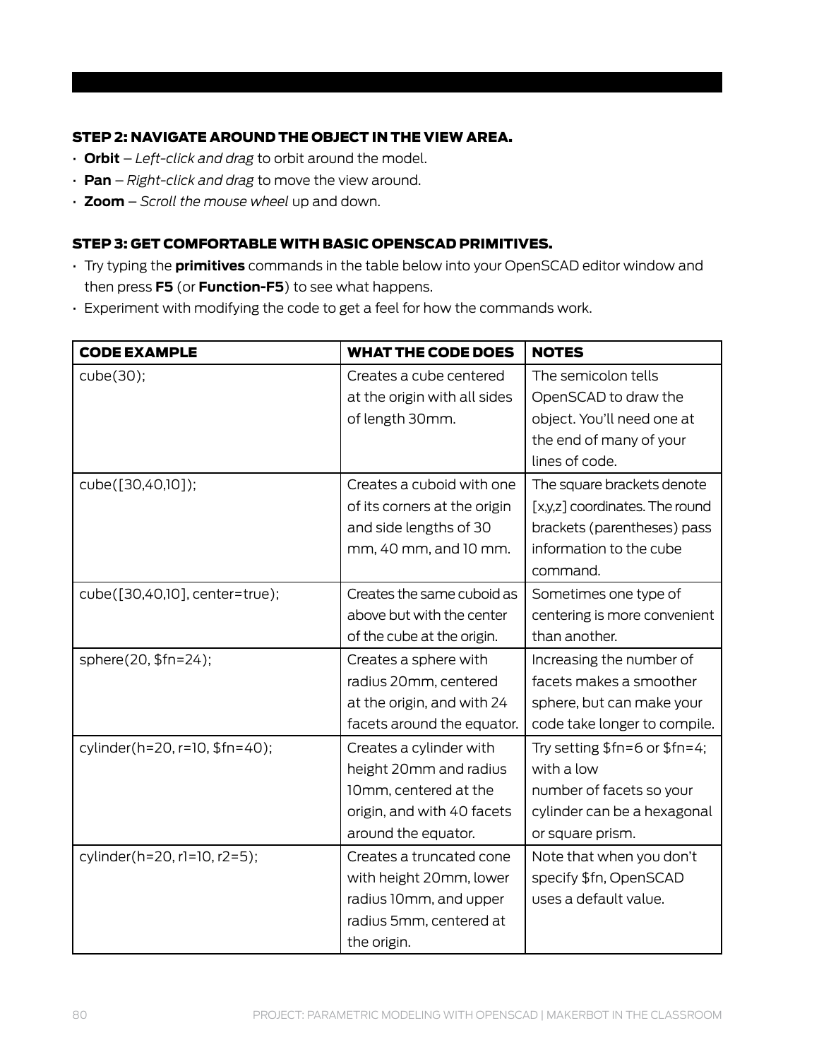### STEP 2: NAVIGATE AROUND THE OBJECT IN THE VIEW AREA.

- **Orbit** – *Left-click and drag* to orbit around the model.
- **Pan** – *Right-click and drag* to move the view around.
- **Zoom** – *Scroll the mouse wheel* up and down.

### STEP 3: GET COMFORTABLE WITH BASIC OPENSCAD PRIMITIVES.

- Try typing the **primitives** commands in the table below into your OpenSCAD editor window and then press **F5** (or **Function-F5**) to see what happens.
- Experiment with modifying the code to get a feel for how the commands work.

| CODE EXAMPLE | WHAT THE CODE DOES | NOTES |
|---|---|---|
| cube(30); | Creates a cube centered at the origin with all sides of length 30mm. | The semicolon tells OpenSCAD to draw the object. You'll need one at the end of many of your lines of code. |
| cube([30,40,10]); | Creates a cuboid with one of its corners at the origin and side lengths of 30 mm, 40 mm, and 10 mm. | The square brackets denote [x,y,z] coordinates. The round brackets (parentheses) pass information to the cube command. |
| cube([30,40,10], center=true); | Creates the same cuboid as above but with the center of the cube at the origin. | Sometimes one type of centering is more convenient than another. |
| sphere(20, $fn=24); | Creates a sphere with radius 20mm, centered at the origin, and with 24 facets around the equator. | Increasing the number of facets makes a smoother sphere, but can make your code take longer to compile. |
| cylinder(h=20, r=10, $fn=40); | Creates a cylinder with height 20mm and radius 10mm, centered at the origin, and with 40 facets around the equator. | Try setting $fn=6 or $fn=4; with a low number of facets so your cylinder can be a hexagonal or square prism. |
| cylinder(h=20, r1=10, r2=5); | Creates a truncated cone with height 20mm, lower radius 10mm, and upper radius 5mm, centered at the origin. | Note that when you don't specify $fn, OpenSCAD uses a default value. |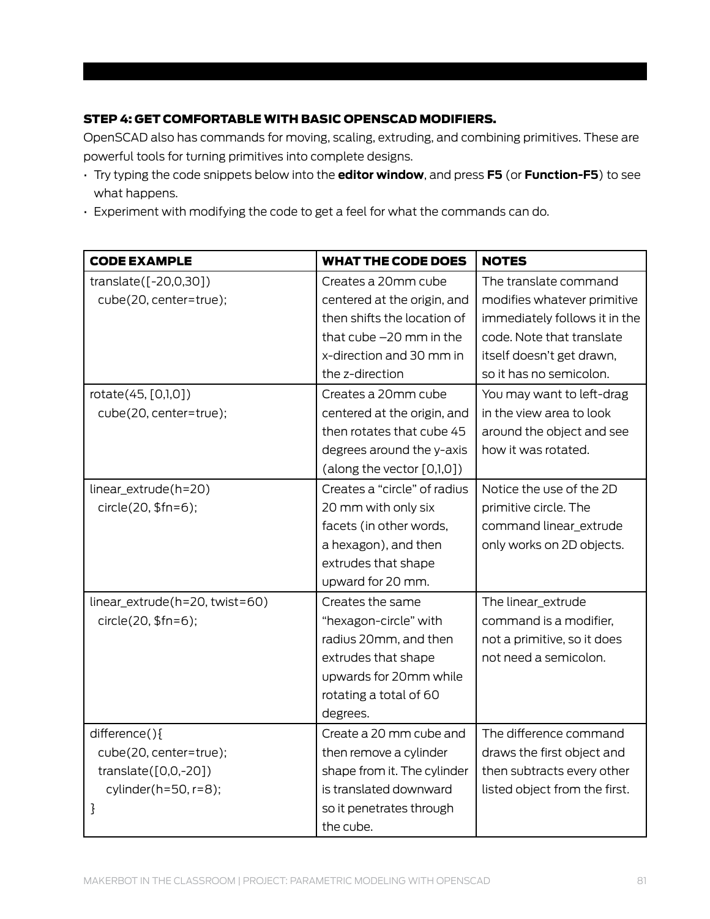### STEP 4: GET COMFORTABLE WITH BASIC OPENSCAD MODIFIERS.

OpenSCAD also has commands for moving, scaling, extruding, and combining primitives. These are powerful tools for turning primitives into complete designs.

- Try typing the code snippets below into the **editor window**, and press **F5** (or **Function-F5**) to see what happens.
- Experiment with modifying the code to get a feel for what the commands can do.

| CODE EXAMPLE | WHAT THE CODE DOES | NOTES |
|---|---|---|
| `translate([-20,0,30])`<br>`  cube(20, center=true);` | Creates a 20mm cube centered at the origin, and then shifts the location of that cube –20 mm in the x-direction and 30 mm in the z-direction | The translate command modifies whatever primitive immediately follows it in the code. Note that translate itself doesn't get drawn, so it has no semicolon. |
| `rotate(45, [0,1,0])`<br>`  cube(20, center=true);` | Creates a 20mm cube centered at the origin, and then rotates that cube 45 degrees around the y-axis (along the vector [0,1,0]) | You may want to left-drag in the view area to look around the object and see how it was rotated. |
| `linear_extrude(h=20)`<br>`  circle(20, $fn=6);` | Creates a "circle" of radius 20 mm with only six facets (in other words, a hexagon), and then extrudes that shape upward for 20 mm. | Notice the use of the 2D primitive circle. The command linear_extrude only works on 2D objects. |
| `linear_extrude(h=20, twist=60)`<br>`  circle(20, $fn=6);` | Creates the same "hexagon-circle" with radius 20mm, and then extrudes that shape upwards for 20mm while rotating a total of 60 degrees. | The linear_extrude command is a modifier, not a primitive, so it does not need a semicolon. |
| `difference(){`<br>`  cube(20, center=true);`<br>`  translate([0,0,-20])`<br>`    cylinder(h=50, r=8);`<br>`}` | Create a 20 mm cube and then remove a cylinder shape from it. The cylinder is translated downward so it penetrates through the cube. | The difference command draws the first object and then subtracts every other listed object from the first. |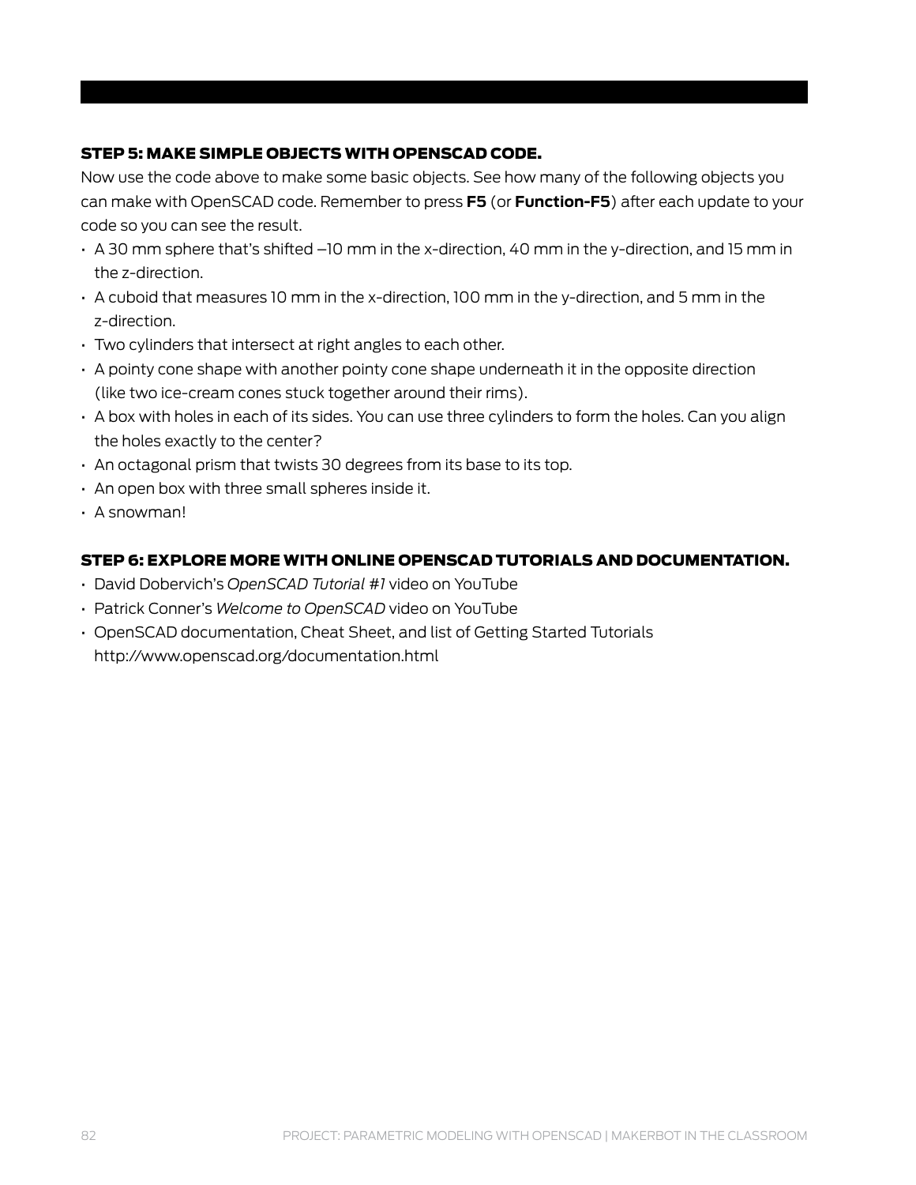### STEP 5: MAKE SIMPLE OBJECTS WITH OPENSCAD CODE.

Now use the code above to make some basic objects. See how many of the following objects you can make with OpenSCAD code. Remember to press **F5** (or **Function-F5**) after each update to your code so you can see the result.

- A 30 mm sphere that's shifted –10 mm in the x-direction, 40 mm in the y-direction, and 15 mm in the z-direction.
- A cuboid that measures 10 mm in the x-direction, 100 mm in the y-direction, and 5 mm in the z-direction.
- Two cylinders that intersect at right angles to each other.
- A pointy cone shape with another pointy cone shape underneath it in the opposite direction (like two ice-cream cones stuck together around their rims).
- A box with holes in each of its sides. You can use three cylinders to form the holes. Can you align the holes exactly to the center?
- An octagonal prism that twists 30 degrees from its base to its top.
- An open box with three small spheres inside it.
- A snowman!

### STEP 6: EXPLORE MORE WITH ONLINE OPENSCAD TUTORIALS AND DOCUMENTATION.

- David Dobervich's *OpenSCAD Tutorial #1* video on YouTube
- Patrick Conner's *Welcome to OpenSCAD* video on YouTube
- OpenSCAD documentation, Cheat Sheet, and list of Getting Started Tutorials http://www.openscad.org/documentation.html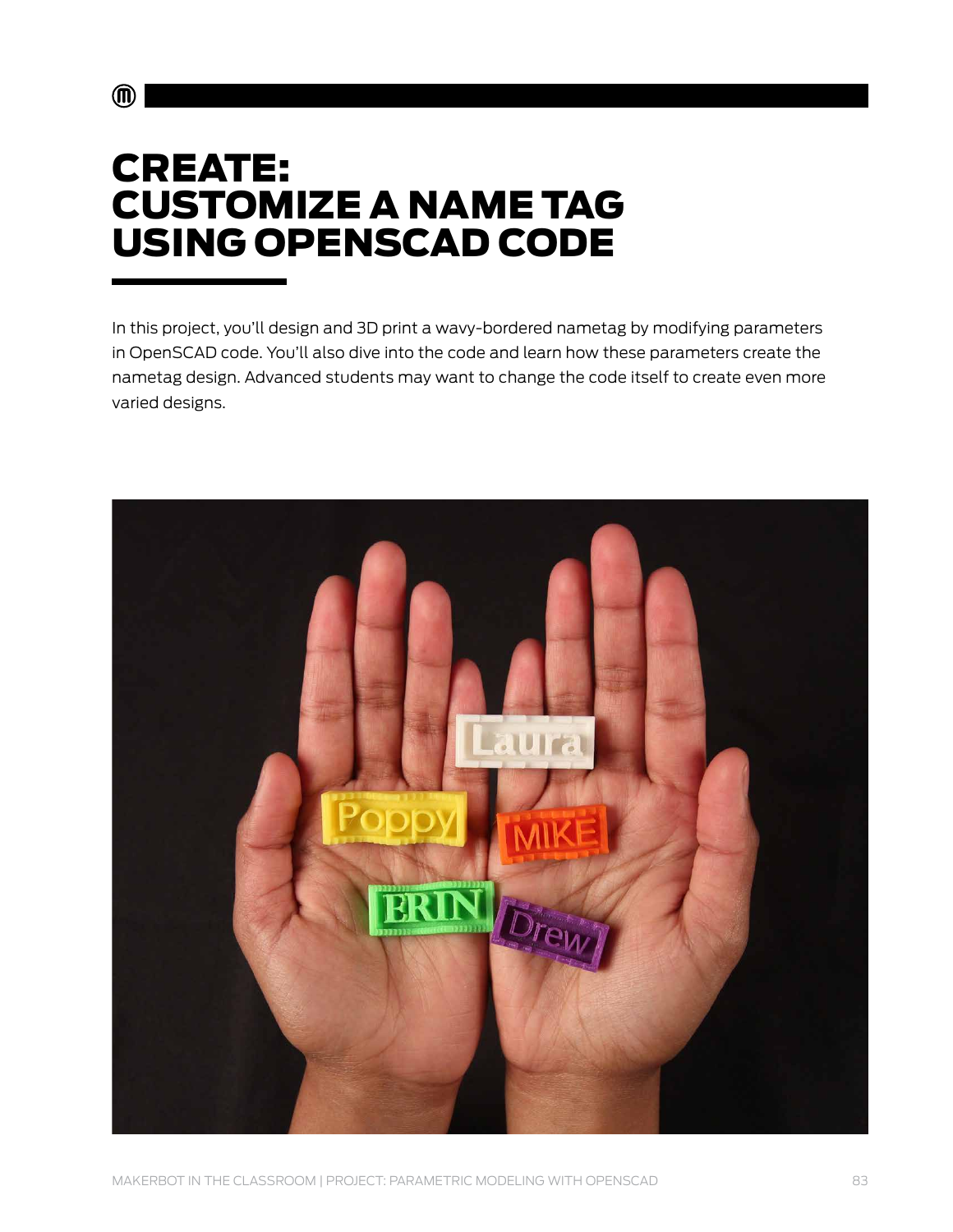# CREATE: CUSTOMIZE A NAME TAG USING OPENSCAD CODE

In this project, you'll design and 3D print a wavy-bordered nametag by modifying parameters in OpenSCAD code. You'll also dive into the code and learn how these parameters create the nametag design. Advanced students may want to change the code itself to create even more varied designs.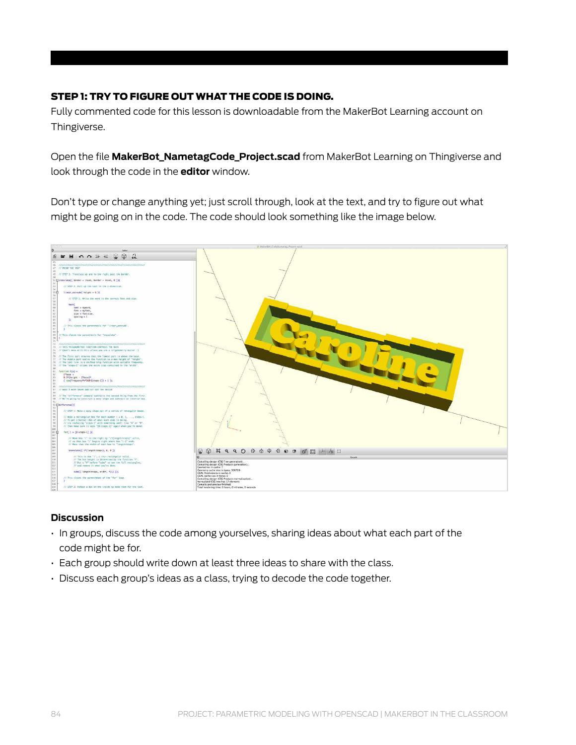### STEP 1: TRY TO FIGURE OUT WHAT THE CODE IS DOING.

Fully commented code for this lesson is downloadable from the MakerBot Learning account on Thingiverse.

Open the file **MakerBot_NametagCode_Project.scad** from MakerBot Learning on Thingiverse and look through the code in the **editor** window.

Don't type or change anything yet; just scroll through, look at the text, and try to figure out what might be going on in the code. The code should look something like the image below.

#### Discussion

- In groups, discuss the code among yourselves, sharing ideas about what each part of the code might be for.
- Each group should write down at least three ideas to share with the class.
- Discuss each group's ideas as a class, trying to decode the code together.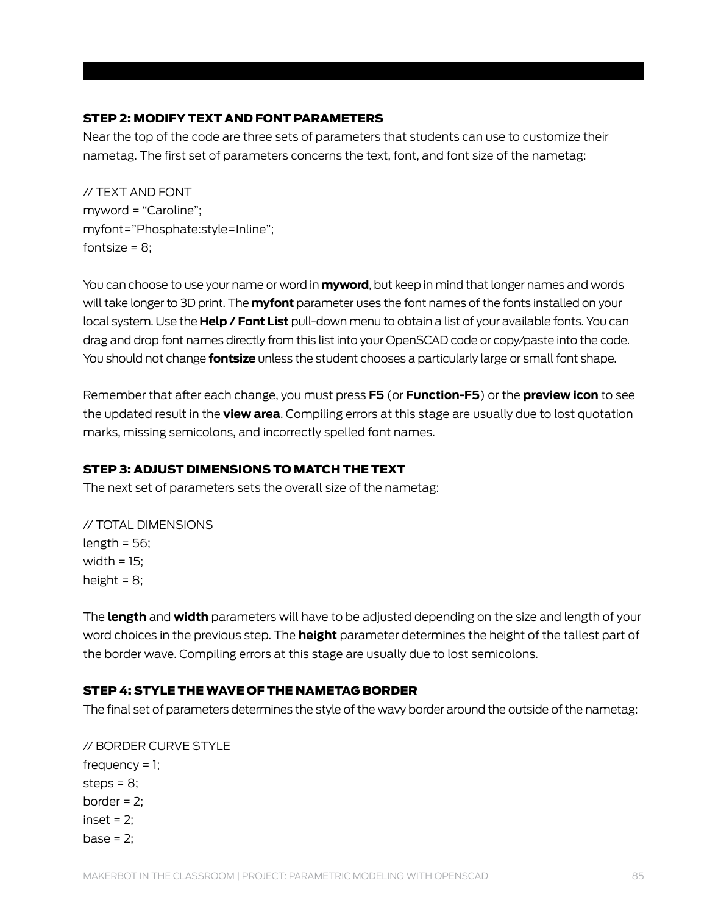### STEP 2: MODIFY TEXT AND FONT PARAMETERS

Near the top of the code are three sets of parameters that students can use to customize their nametag. The first set of parameters concerns the text, font, and font size of the nametag:

```
// TEXT AND FONT
myword = "Caroline";
myfont="Phosphate:style=Inline";
fontsize = 8;
```

You can choose to use your name or word in **myword**, but keep in mind that longer names and words will take longer to 3D print. The **myfont** parameter uses the font names of the fonts installed on your local system. Use the **Help / Font List** pull-down menu to obtain a list of your available fonts. You can drag and drop font names directly from this list into your OpenSCAD code or copy/paste into the code. You should not change **fontsize** unless the student chooses a particularly large or small font shape.

Remember that after each change, you must press **F5** (or **Function-F5**) or the **preview icon** to see the updated result in the **view area**. Compiling errors at this stage are usually due to lost quotation marks, missing semicolons, and incorrectly spelled font names.

### STEP 3: ADJUST DIMENSIONS TO MATCH THE TEXT

The next set of parameters sets the overall size of the nametag:

```
// TOTAL DIMENSIONS
length = 56;
width = 15;
height = 8;
```

The **length** and **width** parameters will have to be adjusted depending on the size and length of your word choices in the previous step. The **height** parameter determines the height of the tallest part of the border wave. Compiling errors at this stage are usually due to lost semicolons.

### STEP 4: STYLE THE WAVE OF THE NAMETAG BORDER

The final set of parameters determines the style of the wavy border around the outside of the nametag:

```
// BORDER CURVE STYLE
frequency = 1;
steps = 8;
border = 2;
inset = 2;
base = 2;
```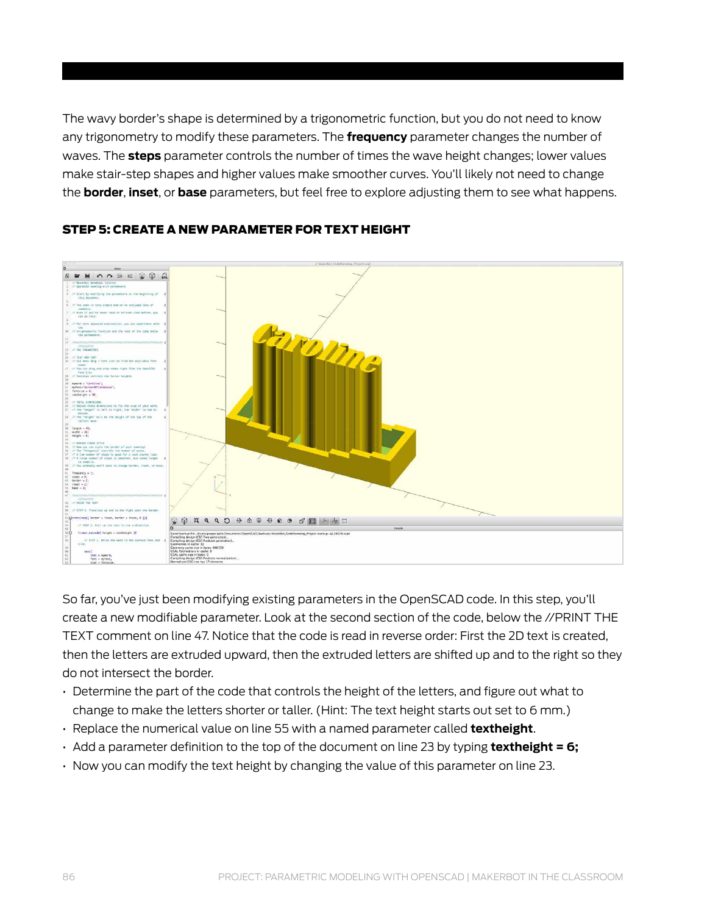The wavy border's shape is determined by a trigonometric function, but you do not need to know any trigonometry to modify these parameters. The **frequency** parameter changes the number of waves. The **steps** parameter controls the number of times the wave height changes; lower values make stair-step shapes and higher values make smoother curves. You'll likely not need to change the **border**, **inset**, or **base** parameters, but feel free to explore adjusting them to see what happens.

### STEP 5: CREATE A NEW PARAMETER FOR TEXT HEIGHT

So far, you've just been modifying existing parameters in the OpenSCAD code. In this step, you'll create a new modifiable parameter. Look at the second section of the code, below the //PRINT THE TEXT comment on line 47. Notice that the code is read in reverse order: First the 2D text is created, then the letters are extruded upward, then the extruded letters are shifted up and to the right so they do not intersect the border.

- Determine the part of the code that controls the height of the letters, and figure out what to change to make the letters shorter or taller. (Hint: The text height starts out set to 6 mm.)
- Replace the numerical value on line 55 with a named parameter called **textheight**.
- Add a parameter definition to the top of the document on line 23 by typing **textheight = 6;**
- Now you can modify the text height by changing the value of this parameter on line 23.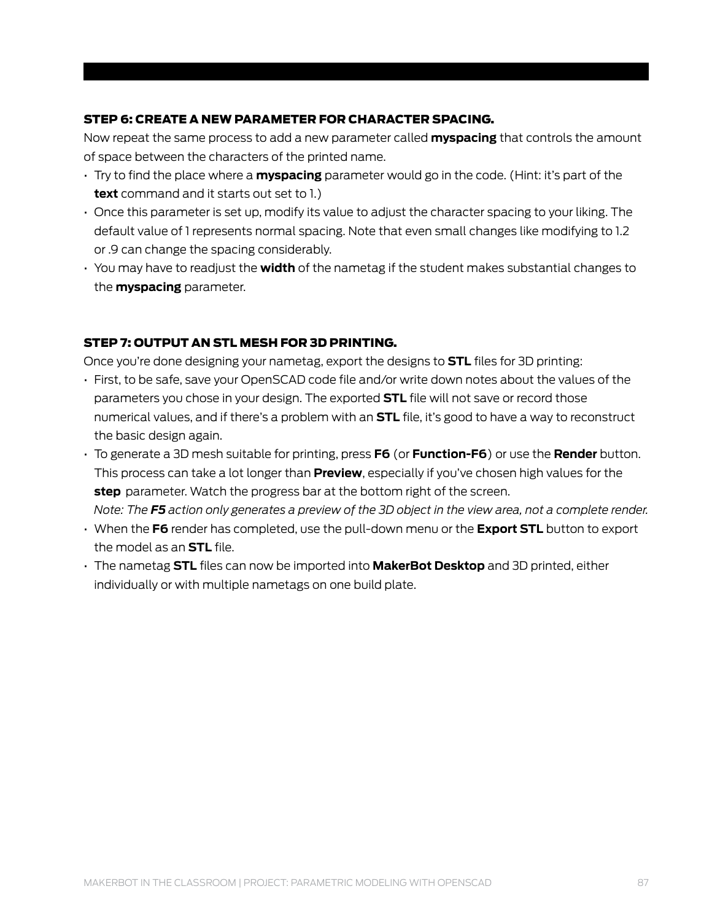### STEP 6: CREATE A NEW PARAMETER FOR CHARACTER SPACING.

Now repeat the same process to add a new parameter called **myspacing** that controls the amount of space between the characters of the printed name.

- Try to find the place where a **myspacing** parameter would go in the code. (Hint: it's part of the **text** command and it starts out set to 1.)
- Once this parameter is set up, modify its value to adjust the character spacing to your liking. The default value of 1 represents normal spacing. Note that even small changes like modifying to 1.2 or .9 can change the spacing considerably.
- You may have to readjust the **width** of the nametag if the student makes substantial changes to the **myspacing** parameter.

### STEP 7: OUTPUT AN STL MESH FOR 3D PRINTING.

Once you're done designing your nametag, export the designs to **STL** files for 3D printing:

- First, to be safe, save your OpenSCAD code file and/or write down notes about the values of the parameters you chose in your design. The exported **STL** file will not save or record those numerical values, and if there's a problem with an **STL** file, it's good to have a way to reconstruct the basic design again.
- To generate a 3D mesh suitable for printing, press **F6** (or **Function-F6**) or use the **Render** button. This process can take a lot longer than **Preview**, especially if you've chosen high values for the **step** parameter. Watch the progress bar at the bottom right of the screen.
  *Note: The **F5** action only generates a preview of the 3D object in the view area, not a complete render.*
- When the **F6** render has completed, use the pull-down menu or the **Export STL** button to export the model as an **STL** file.
- The nametag **STL** files can now be imported into **MakerBot Desktop** and 3D printed, either individually or with multiple nametags on one build plate.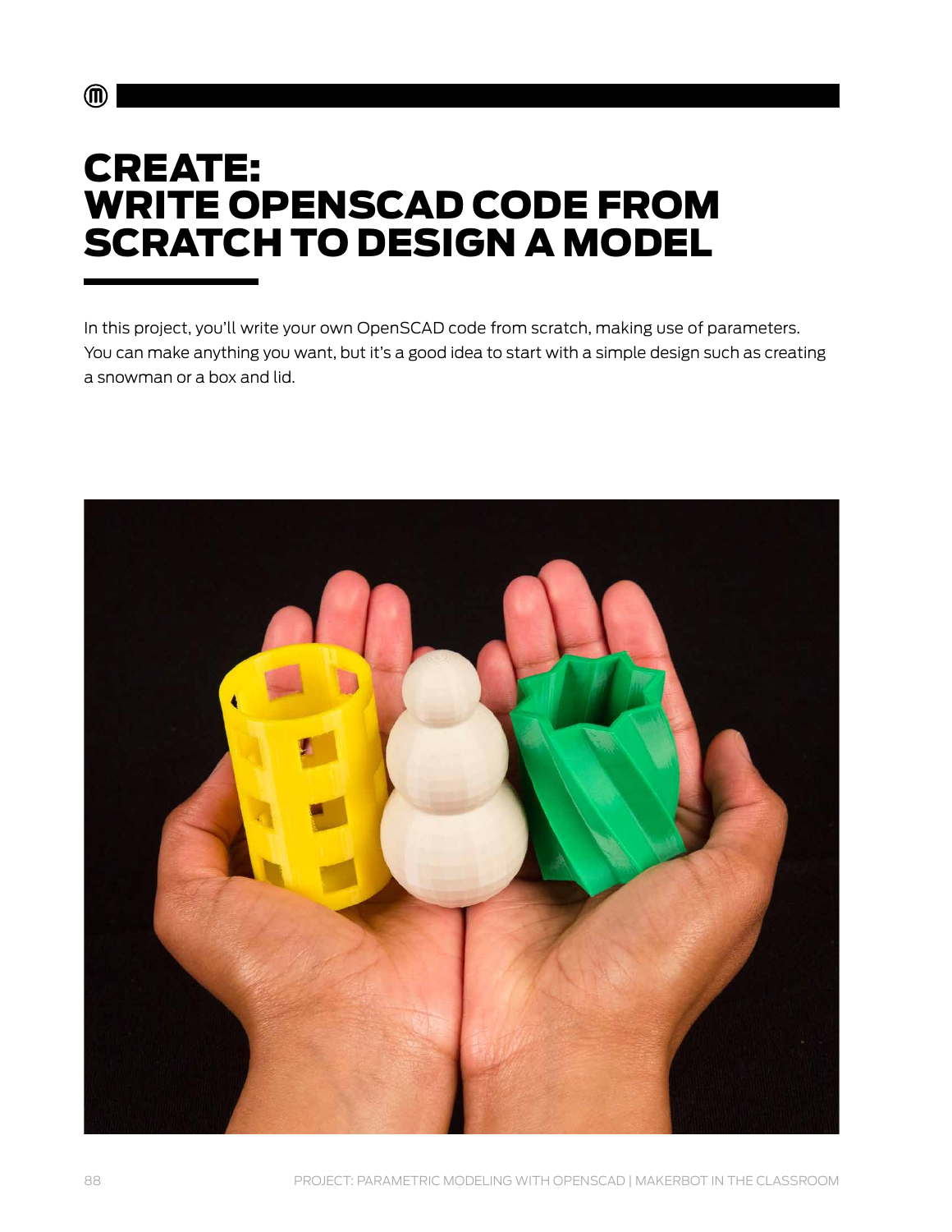# CREATE: WRITE OPENSCAD CODE FROM SCRATCH TO DESIGN A MODEL

In this project, you'll write your own OpenSCAD code from scratch, making use of parameters. You can make anything you want, but it's a good idea to start with a simple design such as creating a snowman or a box and lid.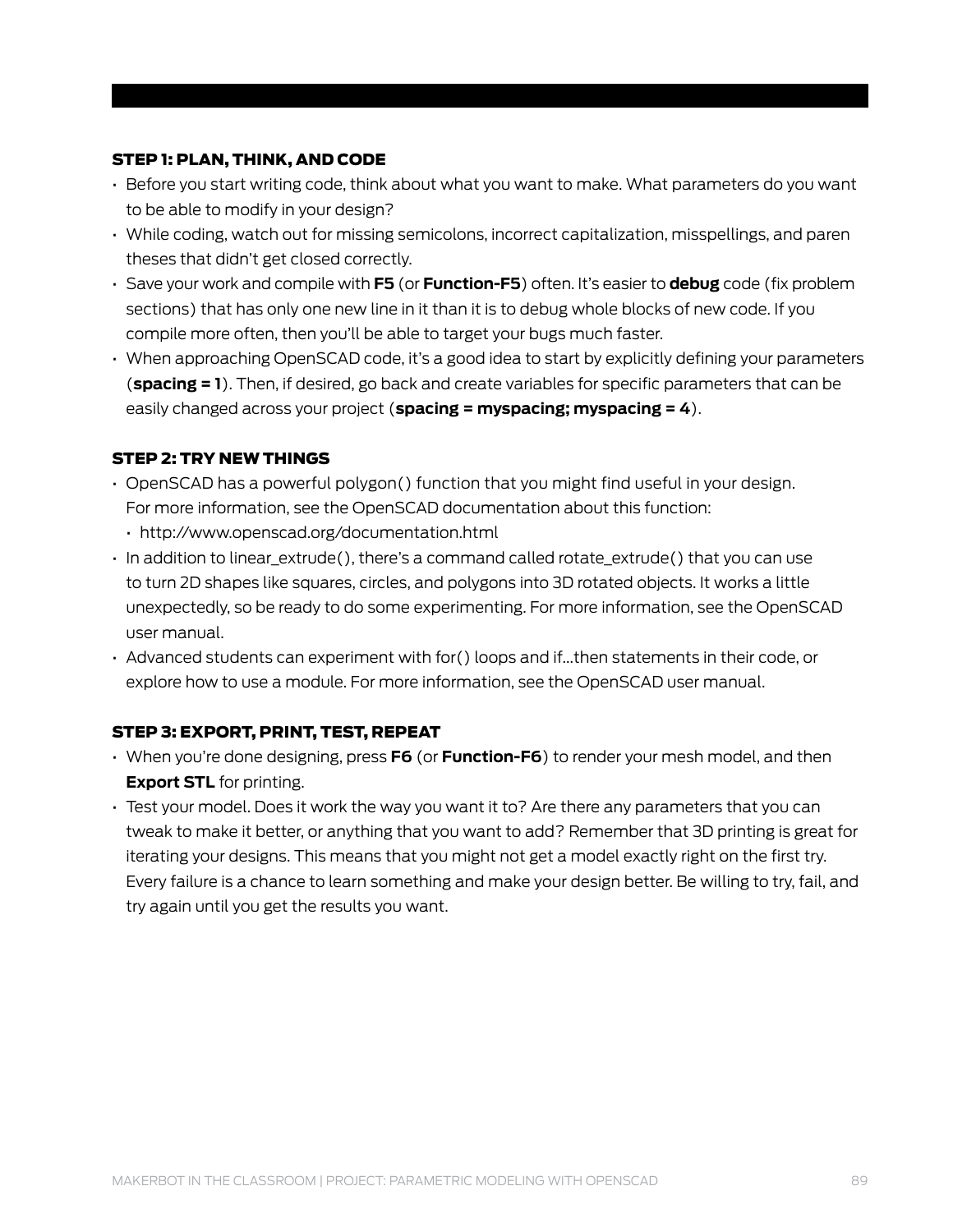### STEP 1: PLAN, THINK, AND CODE

- Before you start writing code, think about what you want to make. What parameters do you want to be able to modify in your design?
- While coding, watch out for missing semicolons, incorrect capitalization, misspellings, and paren theses that didn't get closed correctly.
- Save your work and compile with **F5** (or **Function-F5**) often. It's easier to **debug** code (fix problem sections) that has only one new line in it than it is to debug whole blocks of new code. If you compile more often, then you'll be able to target your bugs much faster.
- When approaching OpenSCAD code, it's a good idea to start by explicitly defining your parameters (**spacing = 1**). Then, if desired, go back and create variables for specific parameters that can be easily changed across your project (**spacing = myspacing; myspacing = 4**).

### STEP 2: TRY NEW THINGS

- OpenSCAD has a powerful polygon() function that you might find useful in your design. For more information, see the OpenSCAD documentation about this function:
  - http://www.openscad.org/documentation.html
- In addition to linear_extrude(), there's a command called rotate_extrude() that you can use to turn 2D shapes like squares, circles, and polygons into 3D rotated objects. It works a little unexpectedly, so be ready to do some experimenting. For more information, see the OpenSCAD user manual.
- Advanced students can experiment with for() loops and if...then statements in their code, or explore how to use a module. For more information, see the OpenSCAD user manual.

### STEP 3: EXPORT, PRINT, TEST, REPEAT

- When you're done designing, press **F6** (or **Function-F6**) to render your mesh model, and then **Export STL** for printing.
- Test your model. Does it work the way you want it to? Are there any parameters that you can tweak to make it better, or anything that you want to add? Remember that 3D printing is great for iterating your designs. This means that you might not get a model exactly right on the first try. Every failure is a chance to learn something and make your design better. Be willing to try, fail, and try again until you get the results you want.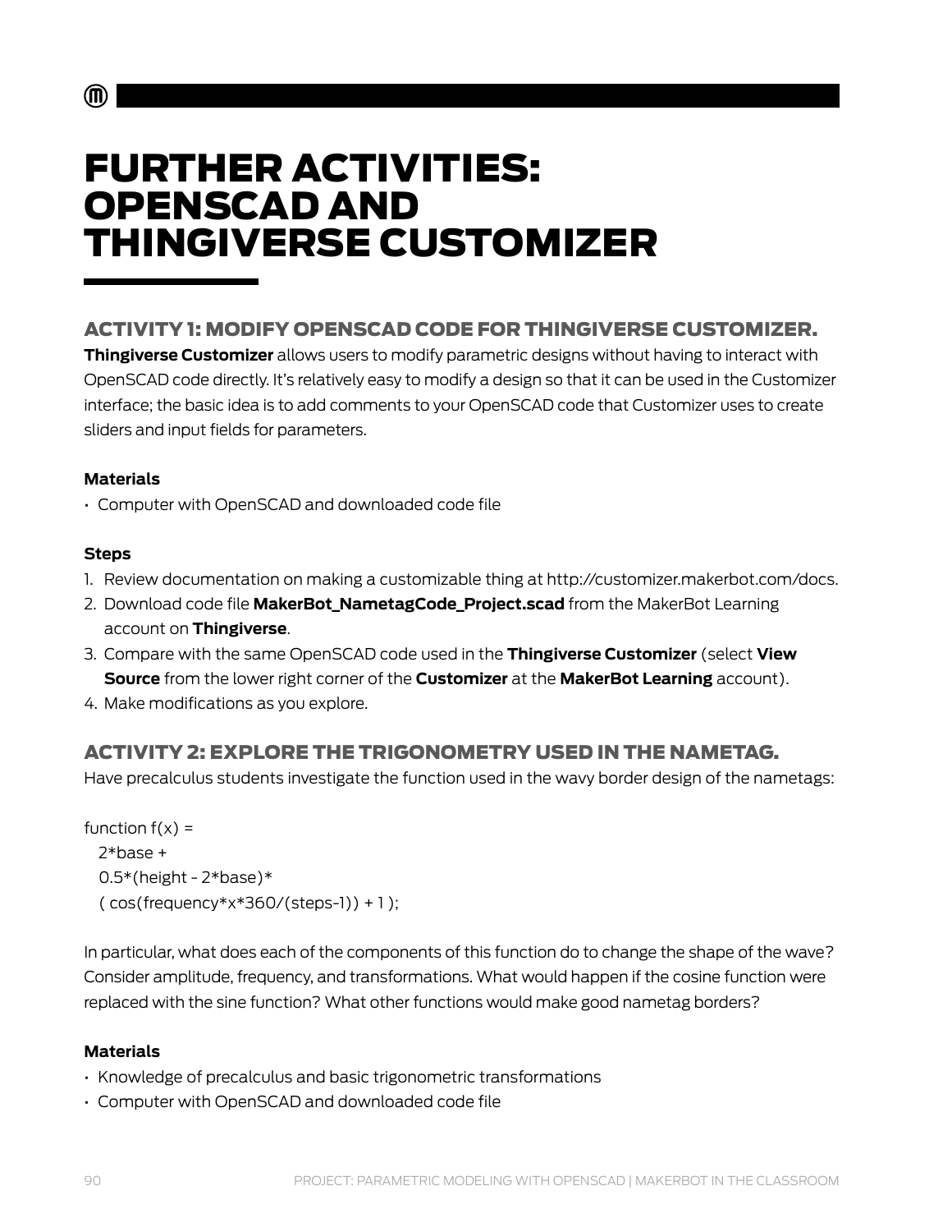# FURTHER ACTIVITIES: OPENSCAD AND THINGIVERSE CUSTOMIZER

## ACTIVITY 1: MODIFY OPENSCAD CODE FOR THINGIVERSE CUSTOMIZER.

**Thingiverse Customizer** allows users to modify parametric designs without having to interact with OpenSCAD code directly. It's relatively easy to modify a design so that it can be used in the Customizer interface; the basic idea is to add comments to your OpenSCAD code that Customizer uses to create sliders and input fields for parameters.

**Materials**

- Computer with OpenSCAD and downloaded code file

**Steps**

1. Review documentation on making a customizable thing at http://customizer.makerbot.com/docs.
2. Download code file **MakerBot_NametagCode_Project.scad** from the MakerBot Learning account on **Thingiverse**.
3. Compare with the same OpenSCAD code used in the **Thingiverse Customizer** (select **View Source** from the lower right corner of the **Customizer** at the **MakerBot Learning** account).
4. Make modifications as you explore.

## ACTIVITY 2: EXPLORE THE TRIGONOMETRY USED IN THE NAMETAG.

Have precalculus students investigate the function used in the wavy border design of the nametags:

```
function f(x) =
   2*base +
   0.5*(height - 2*base)*
   ( cos(frequency*x*360/(steps-1)) + 1 );
```

In particular, what does each of the components of this function do to change the shape of the wave? Consider amplitude, frequency, and transformations. What would happen if the cosine function were replaced with the sine function? What other functions would make good nametag borders?

**Materials**

- Knowledge of precalculus and basic trigonometric transformations
- Computer with OpenSCAD and downloaded code file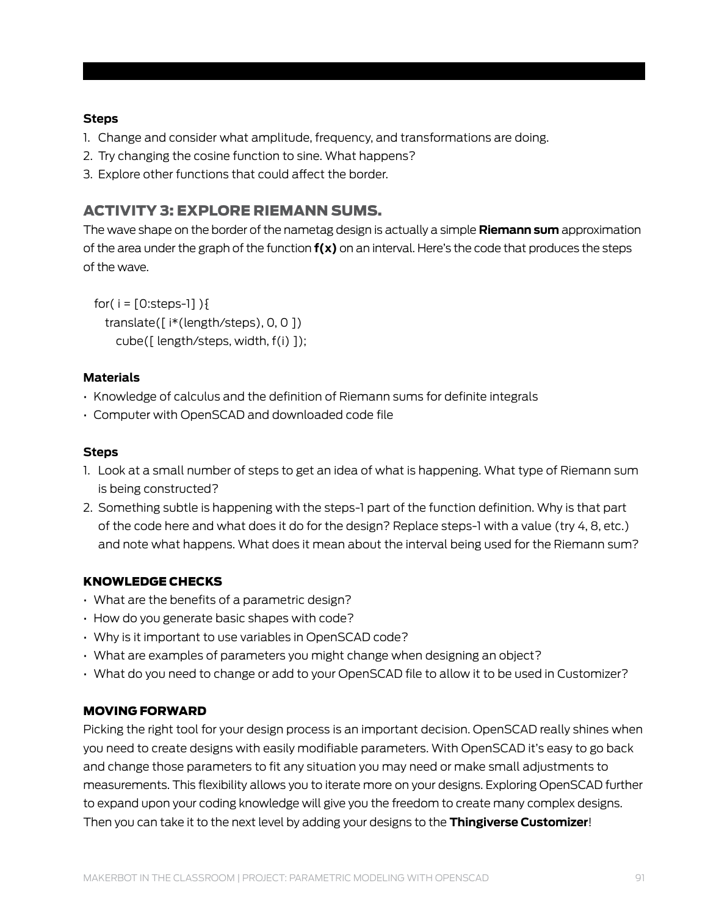**Steps**

1. Change and consider what amplitude, frequency, and transformations are doing.
2. Try changing the cosine function to sine. What happens?
3. Explore other functions that could affect the border.

## ACTIVITY 3: EXPLORE RIEMANN SUMS.

The wave shape on the border of the nametag design is actually a simple **Riemann sum** approximation of the area under the graph of the function **f(x)** on an interval. Here's the code that produces the steps of the wave.

```
for( i = [0:steps-1] ){
   translate([ i*(length/steps), 0, 0 ])
      cube([ length/steps, width, f(i) ]);
```

**Materials**

- Knowledge of calculus and the definition of Riemann sums for definite integrals
- Computer with OpenSCAD and downloaded code file

**Steps**

1. Look at a small number of steps to get an idea of what is happening. What type of Riemann sum is being constructed?
2. Something subtle is happening with the steps-1 part of the function definition. Why is that part of the code here and what does it do for the design? Replace steps-1 with a value (try 4, 8, etc.) and note what happens. What does it mean about the interval being used for the Riemann sum?

### KNOWLEDGE CHECKS

- What are the benefits of a parametric design?
- How do you generate basic shapes with code?
- Why is it important to use variables in OpenSCAD code?
- What are examples of parameters you might change when designing an object?
- What do you need to change or add to your OpenSCAD file to allow it to be used in Customizer?

### MOVING FORWARD

Picking the right tool for your design process is an important decision. OpenSCAD really shines when you need to create designs with easily modifiable parameters. With OpenSCAD it's easy to go back and change those parameters to fit any situation you may need or make small adjustments to measurements. This flexibility allows you to iterate more on your designs. Exploring OpenSCAD further to expand upon your coding knowledge will give you the freedom to create many complex designs. Then you can take it to the next level by adding your designs to the **Thingiverse Customizer**!